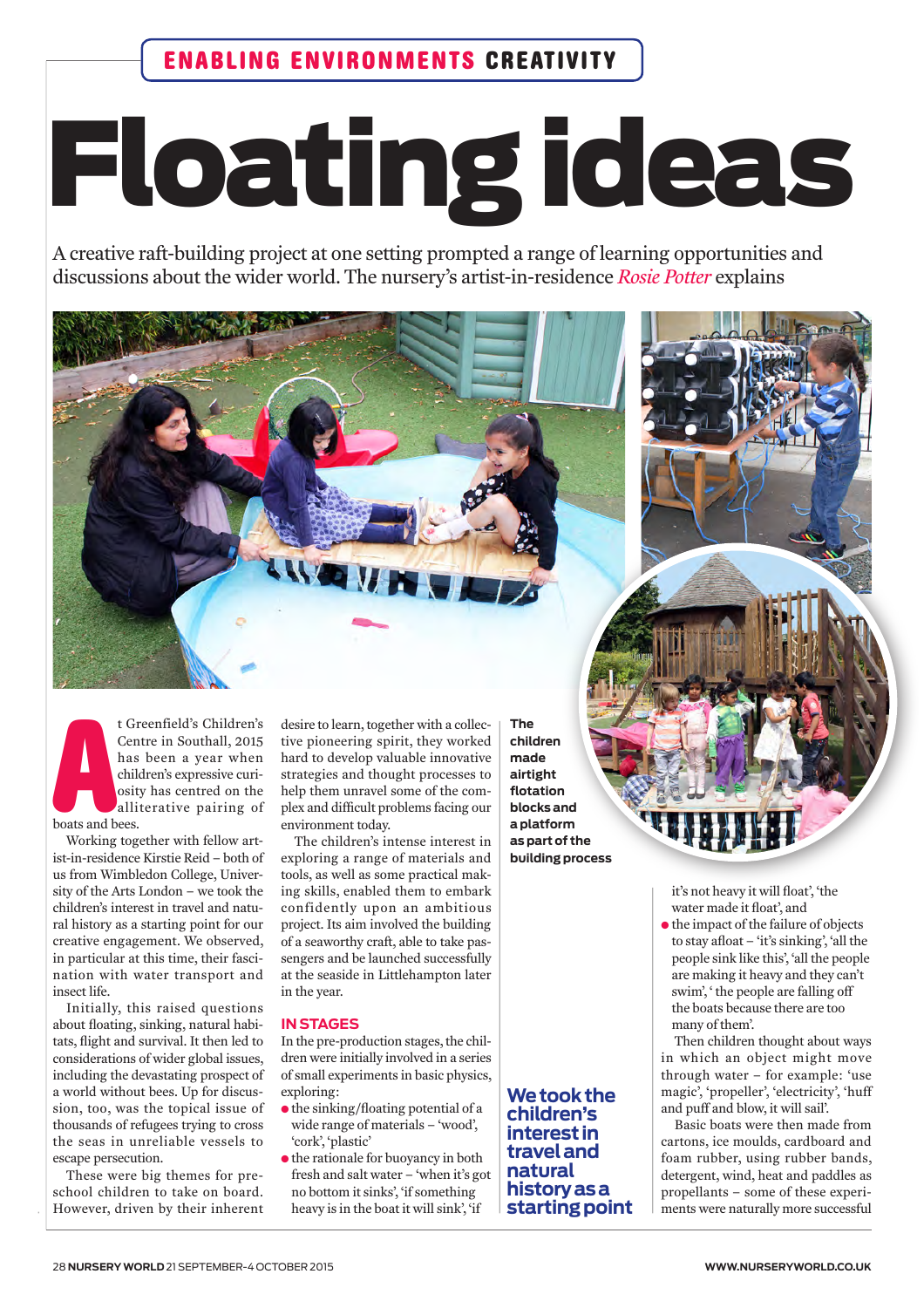ENABLING ENVIRONMENTS **CREATIVITY**

# Floating ideas

A creative raft-building project at one setting prompted a range of learning opportunities and discussions about the wider world. The nursery's artist-in-residence *Rosie Potter* explains

At Greenfield's Children's Centre in Southall, 2015 has been a year when children's expressive curiosity has centred on the alliterative pairing of boats and bees.

Working together with fellow artist-in-residence Kirstie Reid – both of us from Wimbledon College, University of the Arts London – we took the children's interest in travel and natural history as a starting point for our creative engagement. We observed, in particular at this time, their fascination with water transport and insect life.

Initially, this raised questions about floating, sinking, natural habitats, flight and survival. It then led to considerations of wider global issues, including the devastating prospect of a world without bees. Up for discussion, too, was the topical issue of thousands of refugees trying to cross the seas in unreliable vessels to escape persecution.

These were big themes for preschool children to take on board. However, driven by their inherent desire to learn, together with a collective pioneering spirit, they worked hard to develop valuable innovative strategies and thought processes to help them unravel some of the complex and difficult problems facing our environment today.

The children's intense interest in exploring a range of materials and tools, as well as some practical making skills, enabled them to embark confidently upon an ambitious project. Its aim involved the building of a seaworthy craft, able to take passengers and be launched successfully at the seaside in Littlehampton later in the year.

**The children made airtight flotation blocks and a platform as part of the building process**

## IN STAGES

In the pre-production stages, the children were initially involved in a series of small experiments in basic physics, exploring:

- the sinking/floating potential of a wide range of materials – 'wood', 'cork', 'plastic'
- the rationale for buoyancy in both fresh and salt water – 'when it's got no bottom it sinks', 'if something heavy is in the boat it will sink', 'if it's not heavy it will float', 'the water made it float', and
- the impact of the failure of objects to stay afloat – 'it's sinking', 'all the people sink like this', 'all the people are making it heavy and they can't swim', 'the people are falling off the boats because there are too many of them'.

**We took the children's interest in travel and natural history as a starting point**

Then children thought about ways in which an object might move through water – for example: 'use magic', 'propeller', 'electricity', 'huff and puff and blow, it will sail'.

Basic boats were then made from cartons, ice moulds, cardboard and foam rubber, using rubber bands, detergent, wind, heat and paddles as propellants – some of these experiments were naturally more successful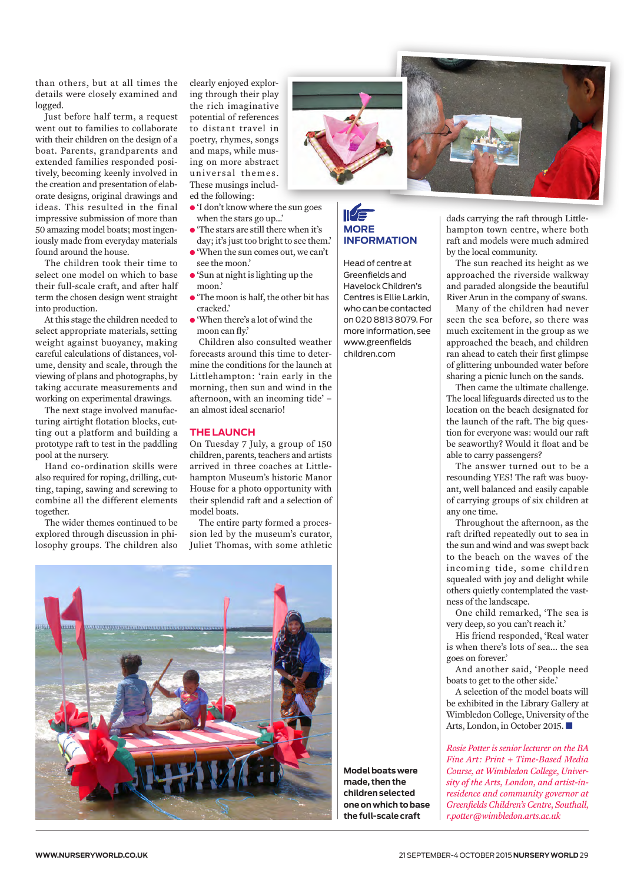than others, but at all times the details were closely examined and logged.

Just before half term, a request went out to families to collaborate with their children on the design of a boat. Parents, grandparents and extended families responded positively, becoming keenly involved in the creation and presentation of elaborate designs, original drawings and ideas. This resulted in the final impressive submission of more than 50 amazing model boats; most ingeniously made from everyday materials found around the house.

The children took their time to select one model on which to base their full-scale craft, and after half term the chosen design went straight into production.

At this stage the children needed to select appropriate materials, setting weight against buoyancy, making careful calculations of distances, volume, density and scale, through the viewing of plans and photographs, by taking accurate measurements and working on experimental drawings.

The next stage involved manufacturing airtight flotation blocks, cutting out a platform and building a prototype raft to test in the paddling pool at the nursery.

Hand co-ordination skills were also required for roping, drilling, cutting, taping, sawing and screwing to combine all the different elements together.

The wider themes continued to be explored through discussion in philosophy groups. The children also clearly enjoyed exploring through their play the rich imaginative potential of references to distant travel in poetry, rhymes, songs and maps, while musing on more abstract universal themes. These musings included the following:

- 'I don't know where the sun goes when the stars go up...'
- 'The stars are still there when it's day; it's just too bright to see them.'
- 'When the sun comes out, we can't see the moon.'
- 'Sun at night is lighting up the moon.'
- 'The moon is half, the other bit has cracked.'
- 'When there's a lot of wind the moon can fly.'

Children also consulted weather forecasts around this time to determine the conditions for the launch at Littlehampton: 'rain early in the morning, then sun and wind in the afternoon, with an incoming tide' – an almost ideal scenario!

## THE LAUNCH

On Tuesday 7 July, a group of 150 children, parents, teachers and artists arrived in three coaches at Littlehampton Museum's historic Manor House for a photo opportunity with their splendid raft and a selection of model boats.

The entire party formed a procession led by the museum's curator, Juliet Thomas, with some athletic dads carrying the raft through Littlehampton town centre, where both raft and models were much admired by the local community.

The sun reached its height as we approached the riverside walkway and paraded alongside the beautiful River Arun in the company of swans.

Many of the children had never seen the sea before, so there was much excitement in the group as we approached the beach, and children ran ahead to catch their first glimpse of glittering unbounded water before sharing a picnic lunch on the sands.

Then came the ultimate challenge. The local lifeguards directed us to the location on the beach designated for the launch of the raft. The big question for everyone was: would our raft be seaworthy? Would it float and be able to carry passengers?

The answer turned out to be a resounding YES! The raft was buoyant, well balanced and easily capable of carrying groups of six children at any one time.

Throughout the afternoon, as the raft drifted repeatedly out to sea in the sun and wind and was swept back to the beach on the waves of the incoming tide, some children squealed with joy and delight while others quietly contemplated the vastness of the landscape.

One child remarked, 'The sea is very deep, so you can't reach it.'

His friend responded, 'Real water is when there's lots of sea... the sea goes on forever.'

And another said, 'People need boats to get to the other side.'

A selection of the model boats will be exhibited in the Library Gallery at Wimbledon College, University of the Arts, London, in October 2015. ■

*Rosie Potter is senior lecturer on the BA Fine Art: Print + Time-Based Media Course, at Wimbledon College, University of the Arts, London, and artist-in-residence and community governor at Greenfields Children's Centre, Southall, r.potter@wimbledon.arts.ac.uk*

## MORE INFORMATION

Head of centre at Greenfields and Havelock Children's Centres is Ellie Larkin, who can be contacted on 020 8813 8079. For more information, see www.greenfields children.com

**Model boats were made, then the children selected one on which to base the full-scale craft**